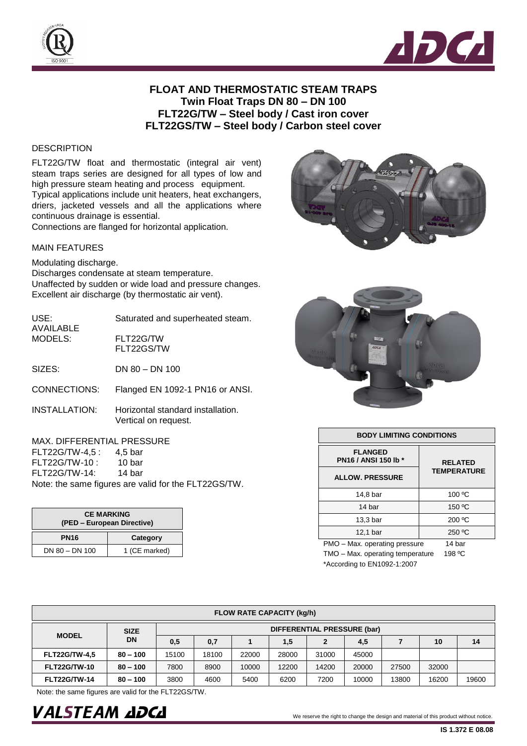# FLOAT AND THERMOSTATIC STEAM TRAPS
## Twin Float Traps DN 80 – DN 100
## FLT22G/TW – Steel body / Cast iron cover
## FLT22GS/TW – Steel body / Carbon steel cover

### DESCRIPTION

FLT22G/TW float and thermostatic (integral air vent) steam traps series are designed for all types of low and high pressure steam heating and process equipment.
Typical applications include unit heaters, heat exchangers, driers, jacketed vessels and all the applications where continuous drainage is essential.
Connections are flanged for horizontal application.

### MAIN FEATURES

Modulating discharge.
Discharges condensate at steam temperature.
Unaffected by sudden or wide load and pressure changes.
Excellent air discharge (by thermostatic air vent).

USE: Saturated and superheated steam.

AVAILABLE MODELS: FLT22G/TW
FLT22GS/TW

SIZES: DN 80 – DN 100

CONNECTIONS: Flanged EN 1092-1 PN16 or ANSI.

INSTALLATION: Horizontal standard installation.
Vertical on request.

MAX. DIFFERENTIAL PRESSURE
FLT22G/TW-4,5 : 4,5 bar
FLT22G/TW-10 : 10 bar
FLT22G/TW-14: 14 bar
Note: the same figures are valid for the FLT22GS/TW.

| CE MARKING (PED – European Directive) | |
|---|---|
| **PN16** | **Category** |
| DN 80 – DN 100 | 1 (CE marked) |

| BODY LIMITING CONDITIONS | |
|---|---|
| **FLANGED PN16 / ANSI 150 lb *** | **RELATED TEMPERATURE** |
| **ALLOW. PRESSURE** | |
| 14,8 bar | 100 ºC |
| 14 bar | 150 ºC |
| 13,3 bar | 200 ºC |
| 12,1 bar | 250 ºC |

PMO – Max. operating pressure 14 bar
TMO – Max. operating temperature 198 ºC
*According to EN1092-1:2007

| FLOW RATE CAPACITY (kg/h) | | | | | | | | | | |
|---|---|---|---|---|---|---|---|---|---|---|
| **MODEL** | **SIZE DN** | **DIFFERENTIAL PRESSURE (bar)** | | | | | | | | |
| | | **0,5** | **0,7** | **1** | **1,5** | **2** | **4,5** | **7** | **10** | **14** |
| **FLT22G/TW-4,5** | **80 – 100** | 15100 | 18100 | 22000 | 28000 | 31000 | 45000 | | | |
| **FLT22G/TW-10** | **80 – 100** | 7800 | 8900 | 10000 | 12200 | 14200 | 20000 | 27500 | 32000 | |
| **FLT22G/TW-14** | **80 – 100** | 3800 | 4600 | 5400 | 6200 | 7200 | 10000 | 13800 | 16200 | 19600 |

Note: the same figures are valid for the FLT22GS/TW.

We reserve the right to change the design and material of this product without notice.

IS 1.372 E 08.08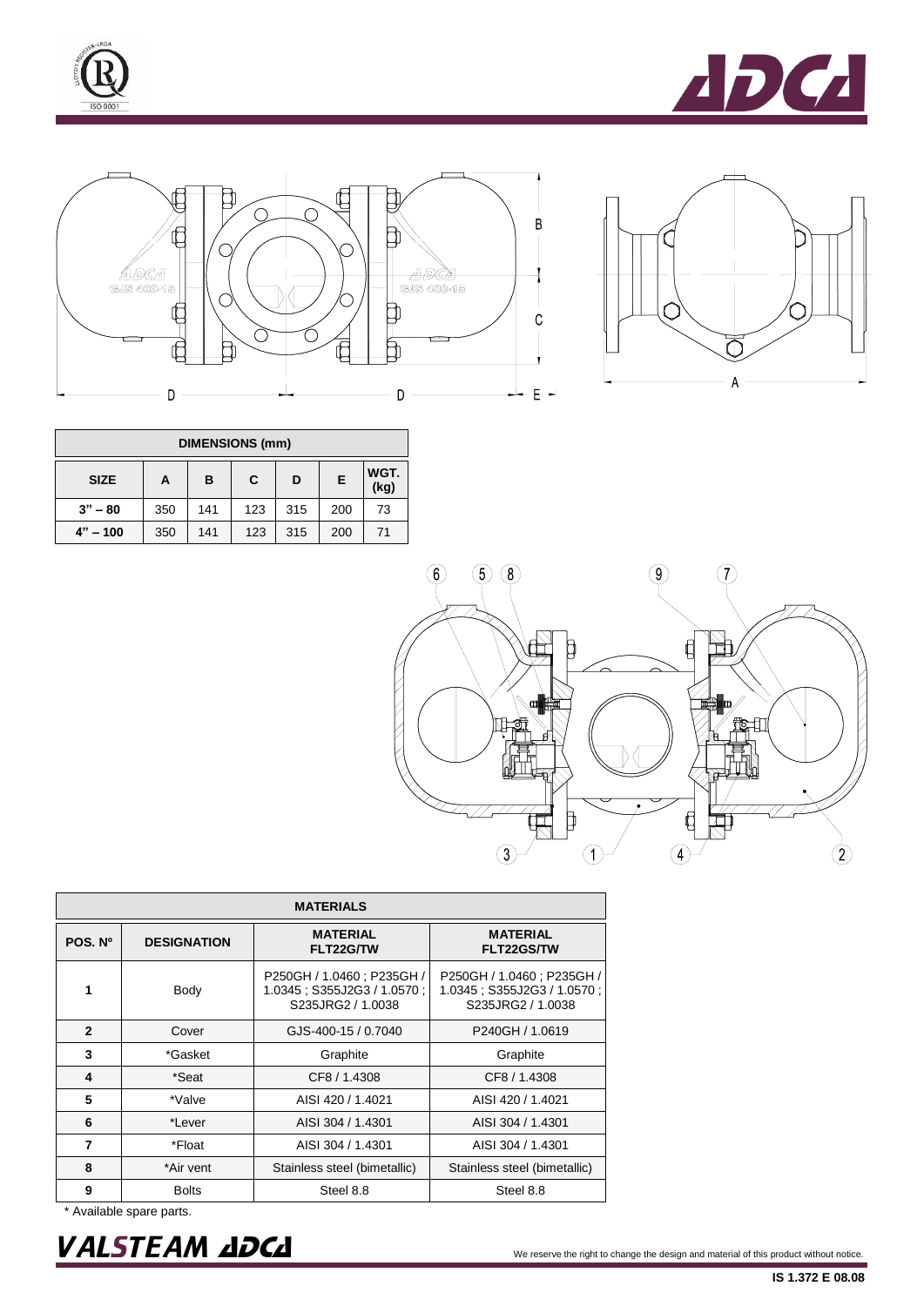| DIMENSIONS (mm) | | | | | | |
|---|---|---|---|---|---|---|
| **SIZE** | **A** | **B** | **C** | **D** | **E** | **WGT. (kg)** |
| **3" – 80** | 350 | 141 | 123 | 315 | 200 | 73 |
| **4" – 100** | 350 | 141 | 123 | 315 | 200 | 71 |

| MATERIALS | | | |
|---|---|---|---|
| **POS. Nº** | **DESIGNATION** | **MATERIAL FLT22G/TW** | **MATERIAL FLT22GS/TW** |
| **1** | Body | P250GH / 1.0460 ; P235GH / 1.0345 ; S355J2G3 / 1.0570 ; S235JRG2 / 1.0038 | P250GH / 1.0460 ; P235GH / 1.0345 ; S355J2G3 / 1.0570 ; S235JRG2 / 1.0038 |
| **2** | Cover | GJS-400-15 / 0.7040 | P240GH / 1.0619 |
| **3** | *Gasket | Graphite | Graphite |
| **4** | *Seat | CF8 / 1.4308 | CF8 / 1.4308 |
| **5** | *Valve | AISI 420 / 1.4021 | AISI 420 / 1.4021 |
| **6** | *Lever | AISI 304 / 1.4301 | AISI 304 / 1.4301 |
| **7** | *Float | AISI 304 / 1.4301 | AISI 304 / 1.4301 |
| **8** | *Air vent | Stainless steel (bimetallic) | Stainless steel (bimetallic) |
| **9** | Bolts | Steel 8.8 | Steel 8.8 |

* Available spare parts.

We reserve the right to change the design and material of this product without notice.

**IS 1.372 E 08.08**